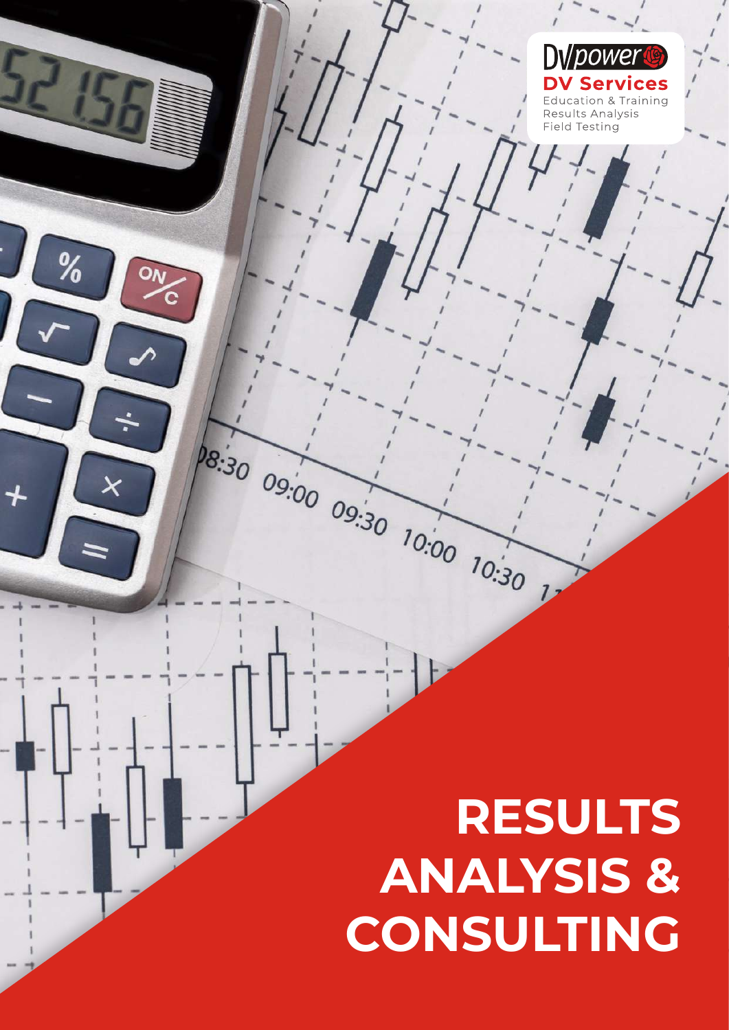DV Services

Education & Training
Results Analysis
Field Testing

# RESULTS ANALYSIS & CONSULTING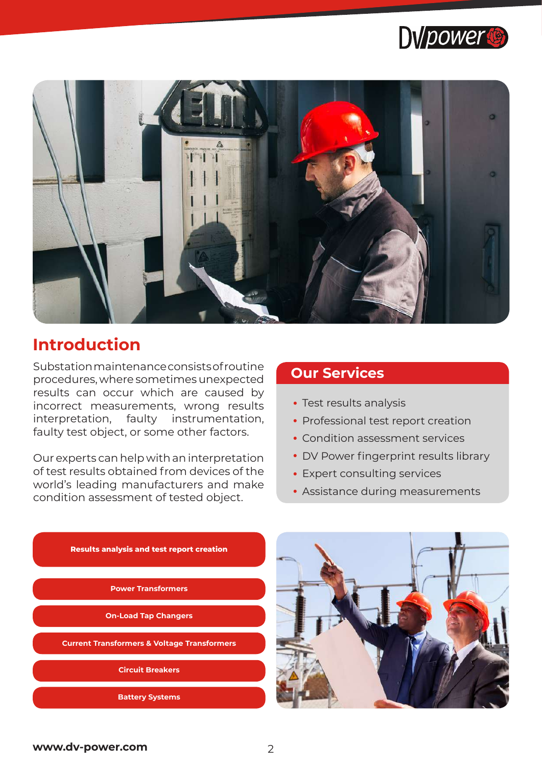## Introduction

Substation maintenance consists of routine procedures, where sometimes unexpected results can occur which are caused by incorrect measurements, wrong results interpretation, faulty instrumentation, faulty test object, or some other factors.

Our experts can help with an interpretation of test results obtained from devices of the world's leading manufacturers and make condition assessment of tested object.

## Our Services

- Test results analysis
- Professional test report creation
- Condition assessment services
- DV Power fingerprint results library
- Expert consulting services
- Assistance during measurements

**Results analysis and test report creation**

- **Power Transformers**
- **On-Load Tap Changers**
- **Current Transformers & Voltage Transformers**
- **Circuit Breakers**
- **Battery Systems**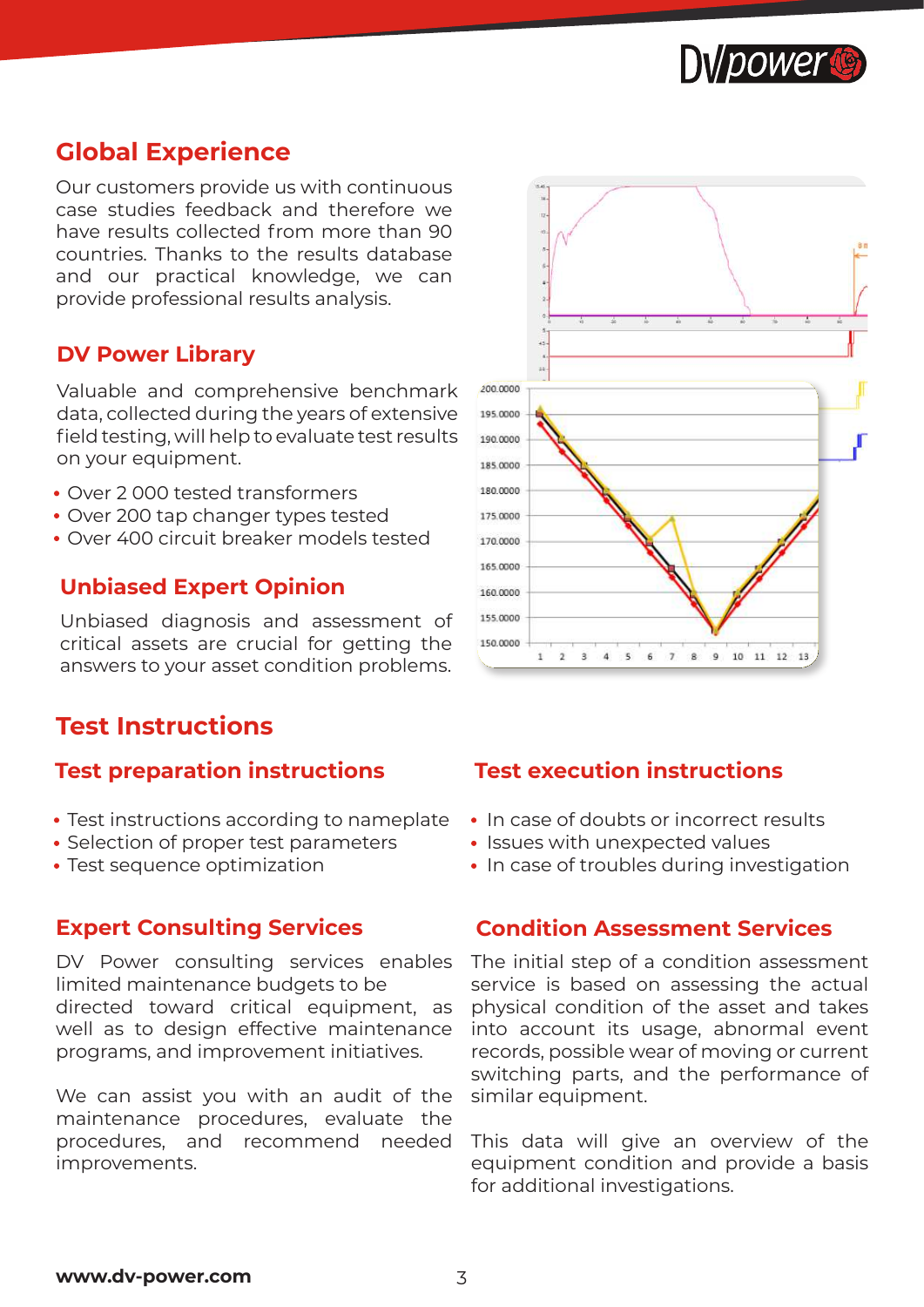## Global Experience

Our customers provide us with continuous case studies feedback and therefore we have results collected from more than 90 countries. Thanks to the results database and our practical knowledge, we can provide professional results analysis.

### DV Power Library

Valuable and comprehensive benchmark data, collected during the years of extensive field testing, will help to evaluate test results on your equipment.

- Over 2 000 tested transformers
- Over 200 tap changer types tested
- Over 400 circuit breaker models tested

### Unbiased Expert Opinion

Unbiased diagnosis and assessment of critical assets are crucial for getting the answers to your asset condition problems.

## Test Instructions

### Test preparation instructions

- Test instructions according to nameplate
- Selection of proper test parameters
- Test sequence optimization

### Test execution instructions

- In case of doubts or incorrect results
- Issues with unexpected values
- In case of troubles during investigation

### Expert Consulting Services

DV Power consulting services enables limited maintenance budgets to be directed toward critical equipment, as well as to design effective maintenance programs, and improvement initiatives.

We can assist you with an audit of the maintenance procedures, evaluate the procedures, and recommend needed improvements.

### Condition Assessment Services

The initial step of a condition assessment service is based on assessing the actual physical condition of the asset and takes into account its usage, abnormal event records, possible wear of moving or current switching parts, and the performance of similar equipment.

This data will give an overview of the equipment condition and provide a basis for additional investigations.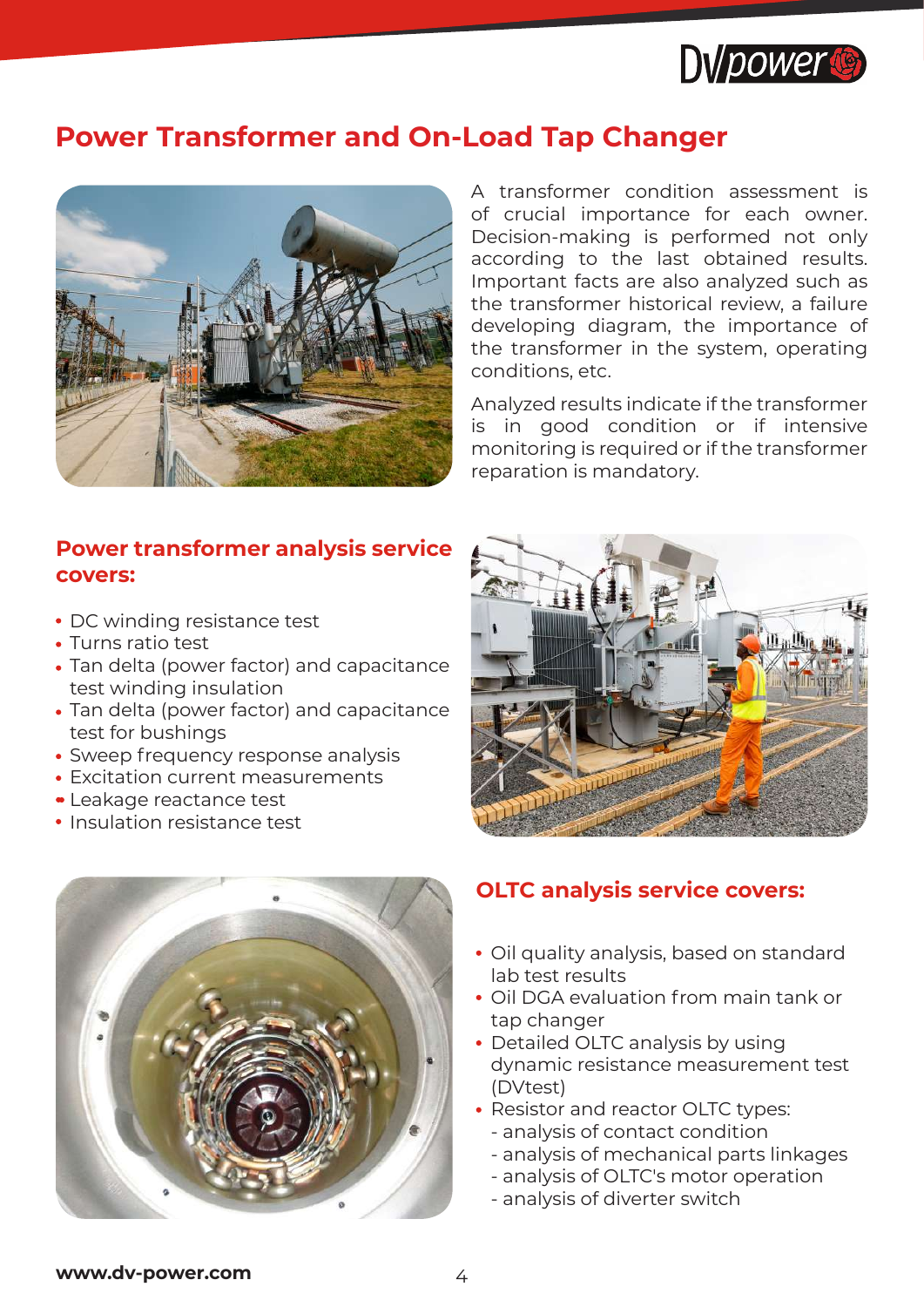# Power Transformer and On-Load Tap Changer

A transformer condition assessment is of crucial importance for each owner. Decision-making is performed not only according to the last obtained results. Important facts are also analyzed such as the transformer historical review, a failure developing diagram, the importance of the transformer in the system, operating conditions, etc.

Analyzed results indicate if the transformer is in good condition or if intensive monitoring is required or if the transformer reparation is mandatory.

## Power transformer analysis service covers:

- DC winding resistance test
- Turns ratio test
- Tan delta (power factor) and capacitance test winding insulation
- Tan delta (power factor) and capacitance test for bushings
- Sweep frequency response analysis
- Excitation current measurements
- Leakage reactance test
- Insulation resistance test

## OLTC analysis service covers:

- Oil quality analysis, based on standard lab test results
- Oil DGA evaluation from main tank or tap changer
- Detailed OLTC analysis by using dynamic resistance measurement test (DVtest)
- Resistor and reactor OLTC types:
  - analysis of contact condition
  - analysis of mechanical parts linkages
  - analysis of OLTC's motor operation
  - analysis of diverter switch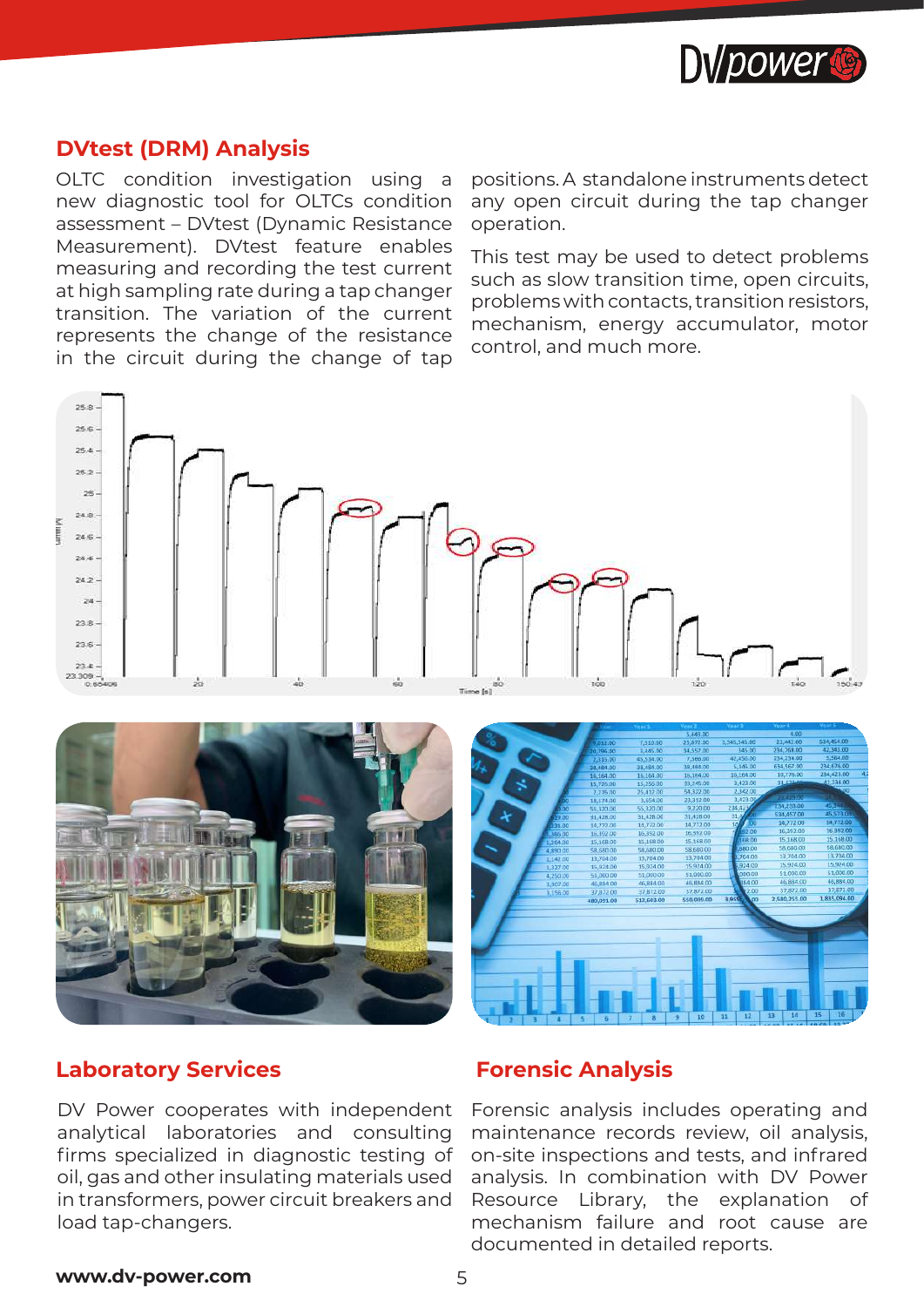## DVtest (DRM) Analysis

OLTC condition investigation using a new diagnostic tool for OLTCs condition assessment – DVtest (Dynamic Resistance Measurement). DVtest feature enables measuring and recording the test current at high sampling rate during a tap changer transition. The variation of the current represents the change of the resistance in the circuit during the change of tap positions. A standalone instruments detect any open circuit during the tap changer operation.

This test may be used to detect problems such as slow transition time, open circuits, problems with contacts, transition resistors, mechanism, energy accumulator, motor control, and much more.

## Laboratory Services

DV Power cooperates with independent analytical laboratories and consulting firms specialized in diagnostic testing of oil, gas and other insulating materials used in transformers, power circuit breakers and load tap-changers.

## Forensic Analysis

Forensic analysis includes operating and maintenance records review, oil analysis, on-site inspections and tests, and infrared analysis. In combination with DV Power Resource Library, the explanation of mechanism failure and root cause are documented in detailed reports.

**www.dv-power.com**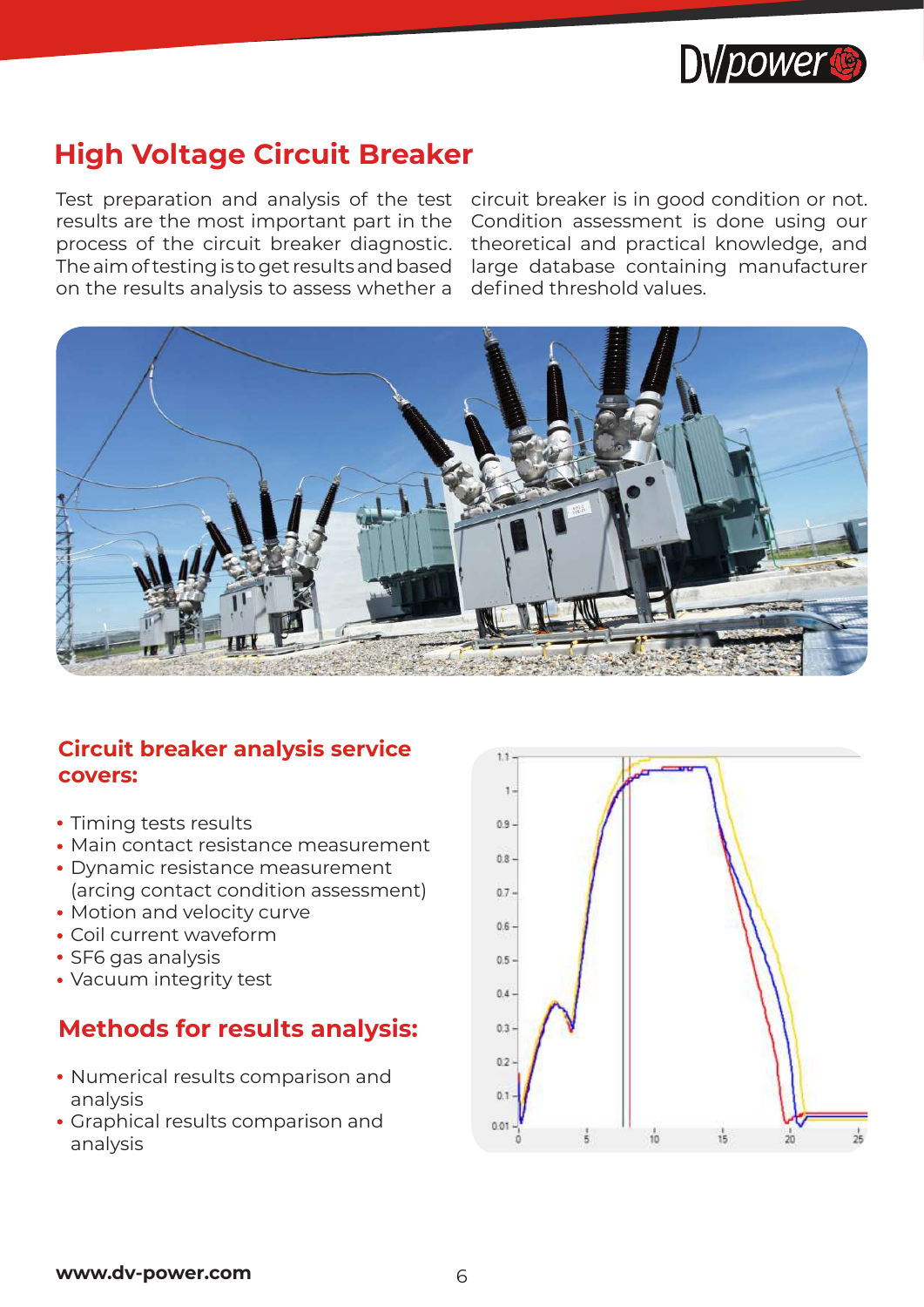# High Voltage Circuit Breaker

Test preparation and analysis of the test results are the most important part in the process of the circuit breaker diagnostic. The aim of testing is to get results and based on the results analysis to assess whether a circuit breaker is in good condition or not. Condition assessment is done using our theoretical and practical knowledge, and large database containing manufacturer defined threshold values.

## Circuit breaker analysis service covers:

- Timing tests results
- Main contact resistance measurement
- Dynamic resistance measurement (arcing contact condition assessment)
- Motion and velocity curve
- Coil current waveform
- SF6 gas analysis
- Vacuum integrity test

## Methods for results analysis:

- Numerical results comparison and analysis
- Graphical results comparison and analysis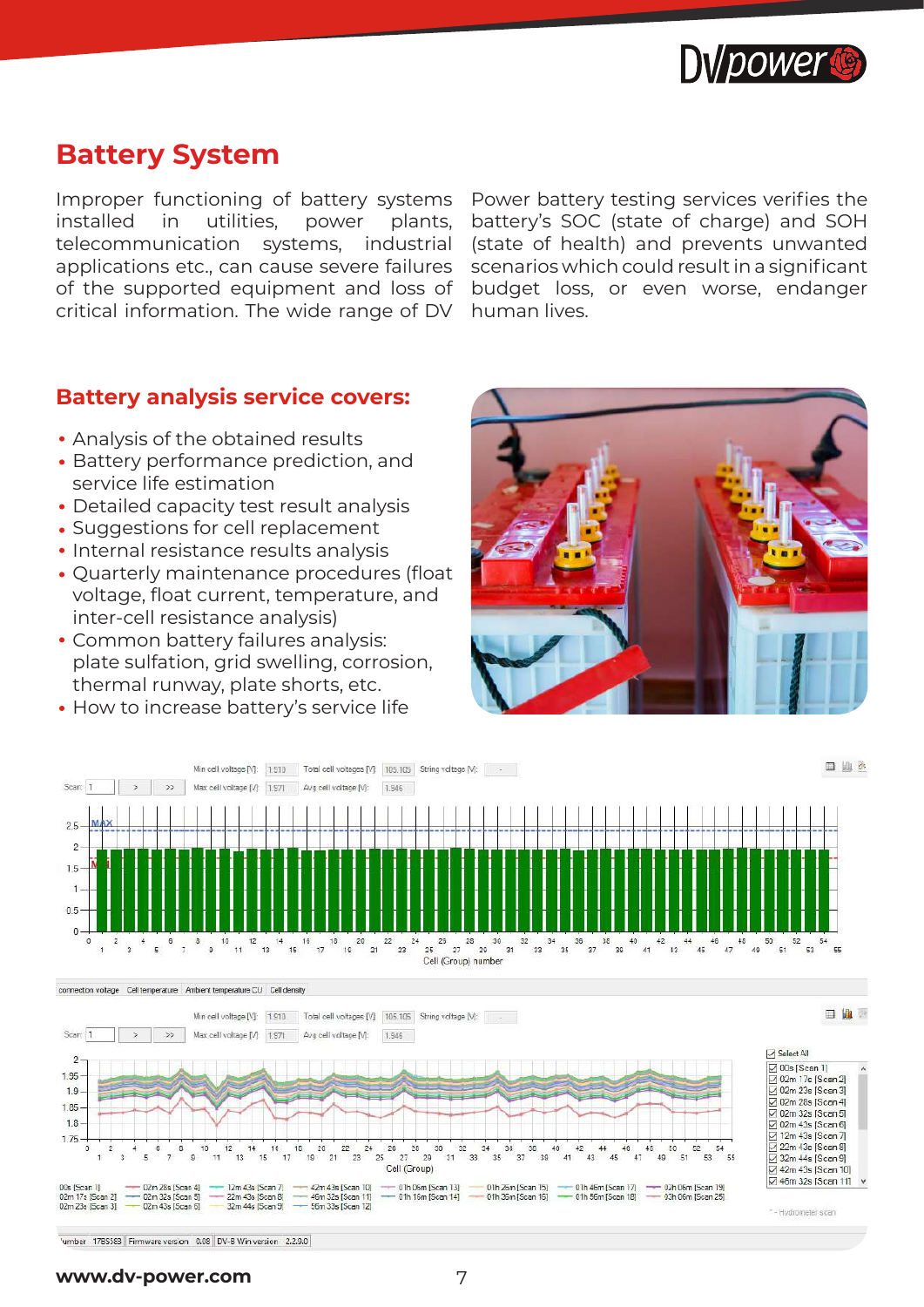## Battery System

Improper functioning of battery systems installed in utilities, power plants, telecommunication systems, industrial applications etc., can cause severe failures of the supported equipment and loss of critical information. The wide range of DV Power battery testing services verifies the battery's SOC (state of charge) and SOH (state of health) and prevents unwanted scenarios which could result in a significant budget loss, or even worse, endanger human lives.

### Battery analysis service covers:

- Analysis of the obtained results
- Battery performance prediction, and service life estimation
- Detailed capacity test result analysis
- Suggestions for cell replacement
- Internal resistance results analysis
- Quarterly maintenance procedures (float voltage, float current, temperature, and inter-cell resistance analysis)
- Common battery failures analysis: plate sulfation, grid swelling, corrosion, thermal runway, plate shorts, etc.
- How to increase battery's service life

www.dv-power.com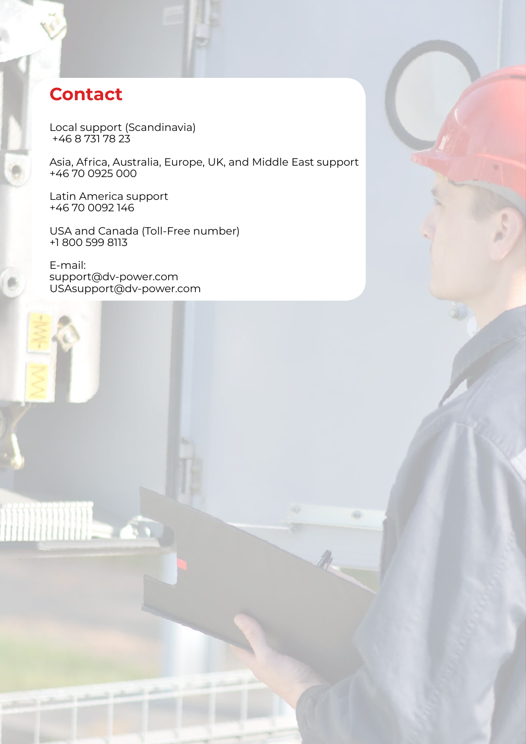# Contact

Local support (Scandinavia)
+46 8 731 78 23

Asia, Africa, Australia, Europe, UK, and Middle East support
+46 70 0925 000

Latin America support
+46 70 0092 146

USA and Canada (Toll-Free number)
+1 800 599 8113

E-mail:
support@dv-power.com
USAsupport@dv-power.com